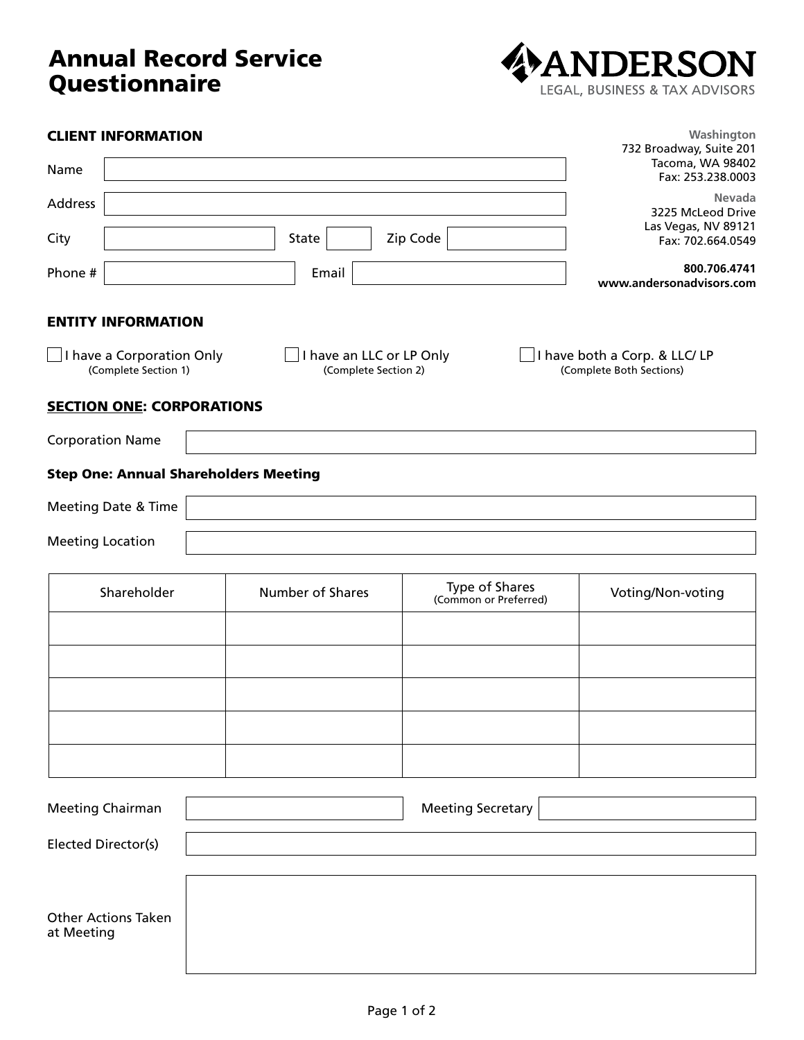# Annual Record Service Questionnaire

ANDERSON
LEGAL, BUSINESS & TAX ADVISORS

**Washington**
732 Broadway, Suite 201
Tacoma, WA 98402
Fax: 253.238.0003

**Nevada**
3225 McLeod Drive
Las Vegas, NV 89121
Fax: 702.664.0549

**800.706.4741**
**www.andersonadvisors.com**

## CLIENT INFORMATION

Name

Address

City  State  Zip Code

Phone #  Email

## ENTITY INFORMATION

☐ I have a Corporation Only
(Complete Section 1)

☐ I have an LLC or LP Only
(Complete Section 2)

☐ I have both a Corp. & LLC/ LP
(Complete Both Sections)

## SECTION ONE: CORPORATIONS

Corporation Name

### Step One: Annual Shareholders Meeting

Meeting Date & Time

Meeting Location

| Shareholder | Number of Shares | Type of Shares (Common or Preferred) | Voting/Non-voting |
|---|---|---|---|
| | | | |
| | | | |
| | | | |
| | | | |
| | | | |

Meeting Chairman  Meeting Secretary

Elected Director(s)

Other Actions Taken at Meeting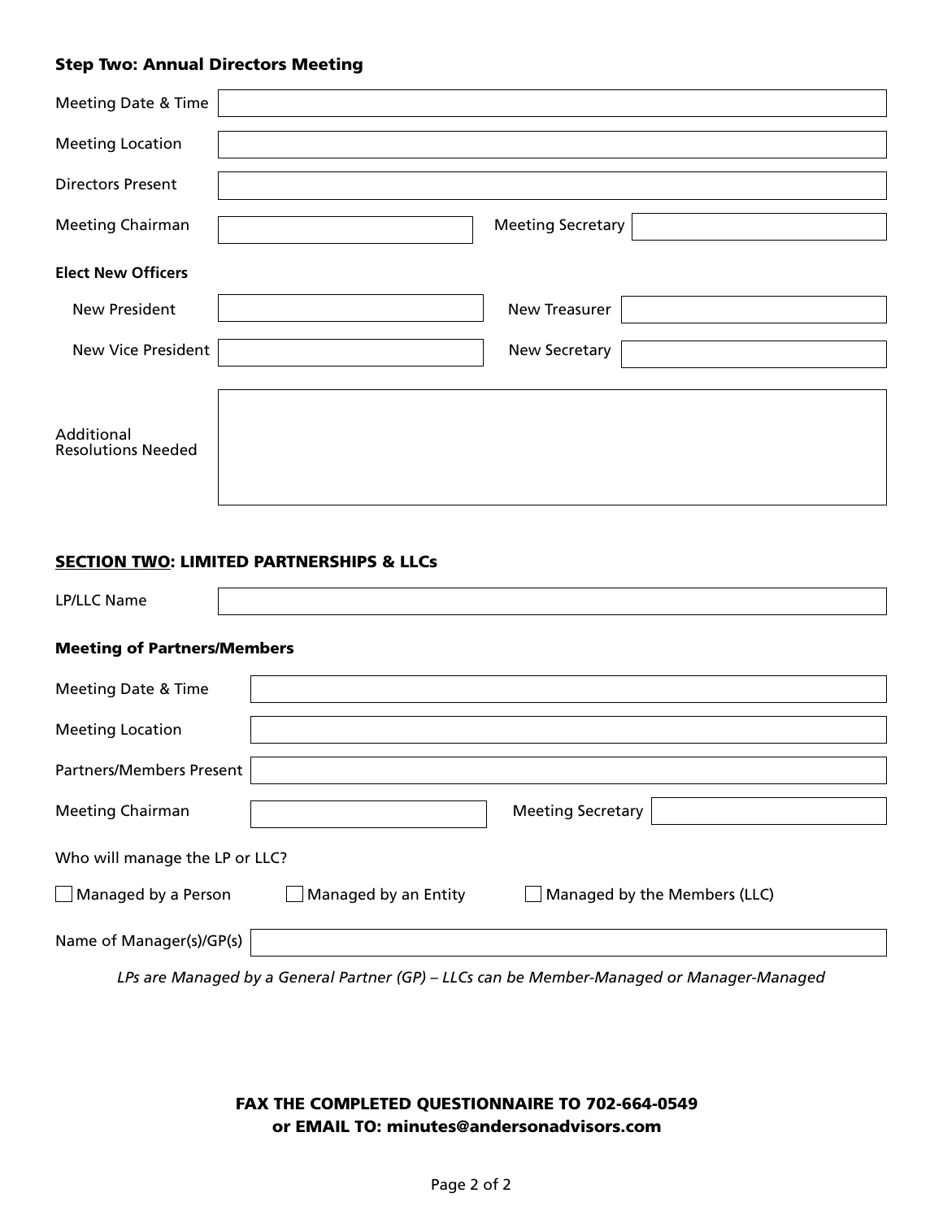### Step Two: Annual Directors Meeting

Meeting Date & Time

Meeting Location

Directors Present

Meeting Chairman

Meeting Secretary

**Elect New Officers**

New President

New Treasurer

New Vice President

New Secretary

Additional Resolutions Needed

## SECTION TWO: LIMITED PARTNERSHIPS & LLCs

LP/LLC Name

### Meeting of Partners/Members

Meeting Date & Time

Meeting Location

Partners/Members Present

Meeting Chairman

Meeting Secretary

Who will manage the LP or LLC?

☐ Managed by a Person ☐ Managed by an Entity ☐ Managed by the Members (LLC)

Name of Manager(s)/GP(s)

*LPs are Managed by a General Partner (GP) – LLCs can be Member-Managed or Manager-Managed*

**FAX THE COMPLETED QUESTIONNAIRE TO 702-664-0549**
**or EMAIL TO: minutes@andersonadvisors.com**